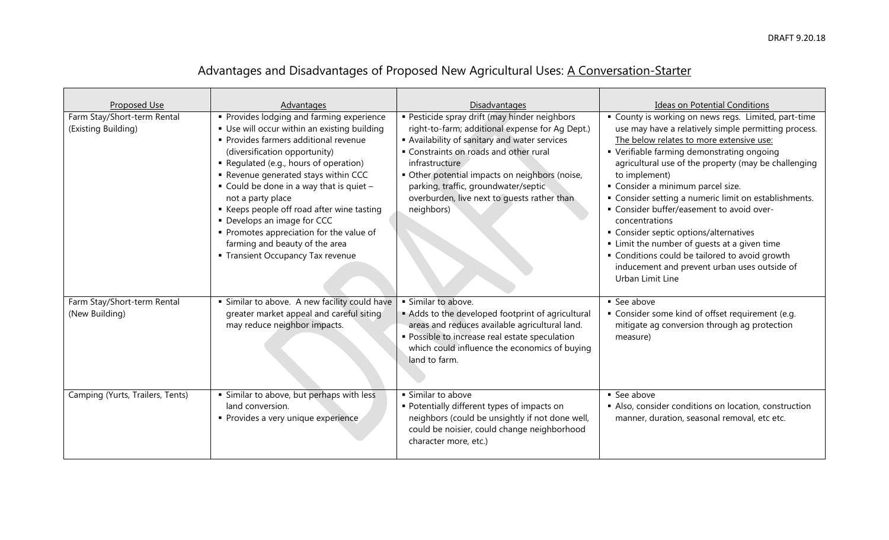# Advantages and Disadvantages of Proposed New Agricultural Uses: A Conversation-Starter

| Proposed Use | Advantages | Disadvantages | Ideas on Potential Conditions |
|---|---|---|---|
| Farm Stay/Short-term Rental (Existing Building) | ▪ Provides lodging and farming experience<br>▪ Use will occur within an existing building<br>▪ Provides farmers additional revenue (diversification opportunity)<br>▪ Regulated (e.g., hours of operation)<br>▪ Revenue generated stays within CCC<br>▪ Could be done in a way that is quiet – not a party place<br>▪ Keeps people off road after wine tasting<br>▪ Develops an image for CCC<br>▪ Promotes appreciation for the value of farming and beauty of the area<br>▪ Transient Occupancy Tax revenue | ▪ Pesticide spray drift (may hinder neighbors right-to-farm; additional expense for Ag Dept.)<br>▪ Availability of sanitary and water services<br>▪ Constraints on roads and other rural infrastructure<br>▪ Other potential impacts on neighbors (noise, parking, traffic, groundwater/septic overburden, live next to guests rather than neighbors) | ▪ County is working on news regs. Limited, part-time use may have a relatively simple permitting process. The below relates to more extensive use:<br>▪ Verifiable farming demonstrating ongoing agricultural use of the property (may be challenging to implement)<br>▪ Consider a minimum parcel size.<br>▪ Consider setting a numeric limit on establishments.<br>▪ Consider buffer/easement to avoid over-concentrations<br>▪ Consider septic options/alternatives<br>▪ Limit the number of guests at a given time<br>▪ Conditions could be tailored to avoid growth inducement and prevent urban uses outside of Urban Limit Line |
| Farm Stay/Short-term Rental (New Building) | ▪ Similar to above. A new facility could have greater market appeal and careful siting may reduce neighbor impacts. | ▪ Similar to above.<br>▪ Adds to the developed footprint of agricultural areas and reduces available agricultural land.<br>▪ Possible to increase real estate speculation which could influence the economics of buying land to farm. | ▪ See above<br>▪ Consider some kind of offset requirement (e.g. mitigate ag conversion through ag protection measure) |
| Camping (Yurts, Trailers, Tents) | ▪ Similar to above, but perhaps with less land conversion.<br>▪ Provides a very unique experience | ▪ Similar to above<br>▪ Potentially different types of impacts on neighbors (could be unsightly if not done well, could be noisier, could change neighborhood character more, etc.) | ▪ See above<br>▪ Also, consider conditions on location, construction manner, duration, seasonal removal, etc etc. |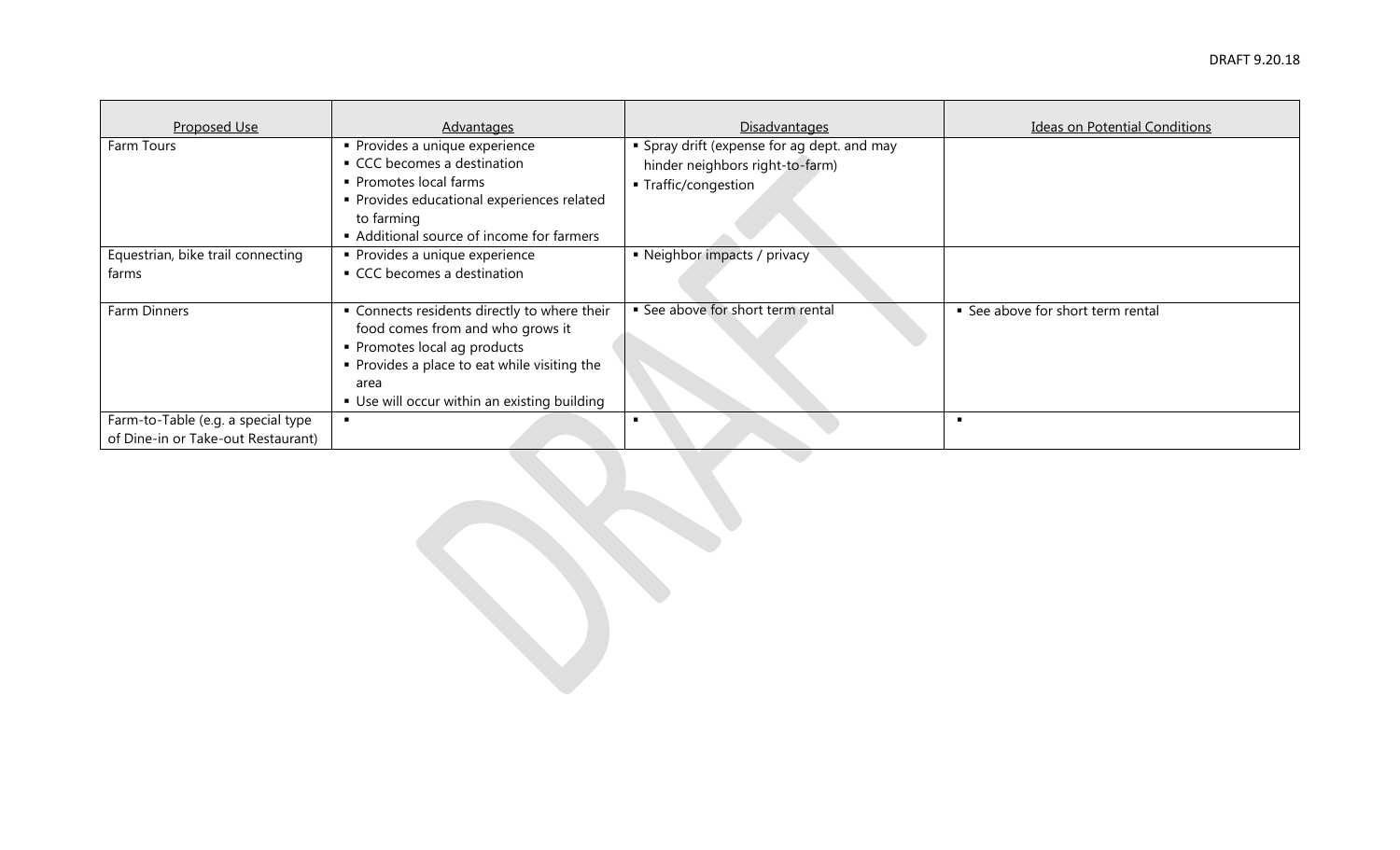| Proposed Use | Advantages | Disadvantages | Ideas on Potential Conditions |
|---|---|---|---|
| Farm Tours | ▪ Provides a unique experience<br>▪ CCC becomes a destination<br>▪ Promotes local farms<br>▪ Provides educational experiences related to farming<br>▪ Additional source of income for farmers | ▪ Spray drift (expense for ag dept. and may hinder neighbors right-to-farm)<br>▪ Traffic/congestion | |
| Equestrian, bike trail connecting farms | ▪ Provides a unique experience<br>▪ CCC becomes a destination | ▪ Neighbor impacts / privacy | |
| Farm Dinners | ▪ Connects residents directly to where their food comes from and who grows it<br>▪ Promotes local ag products<br>▪ Provides a place to eat while visiting the area<br>▪ Use will occur within an existing building | ▪ See above for short term rental | ▪ See above for short term rental |
| Farm-to-Table (e.g. a special type of Dine-in or Take-out Restaurant) | ▪ | ▪ | ▪ |